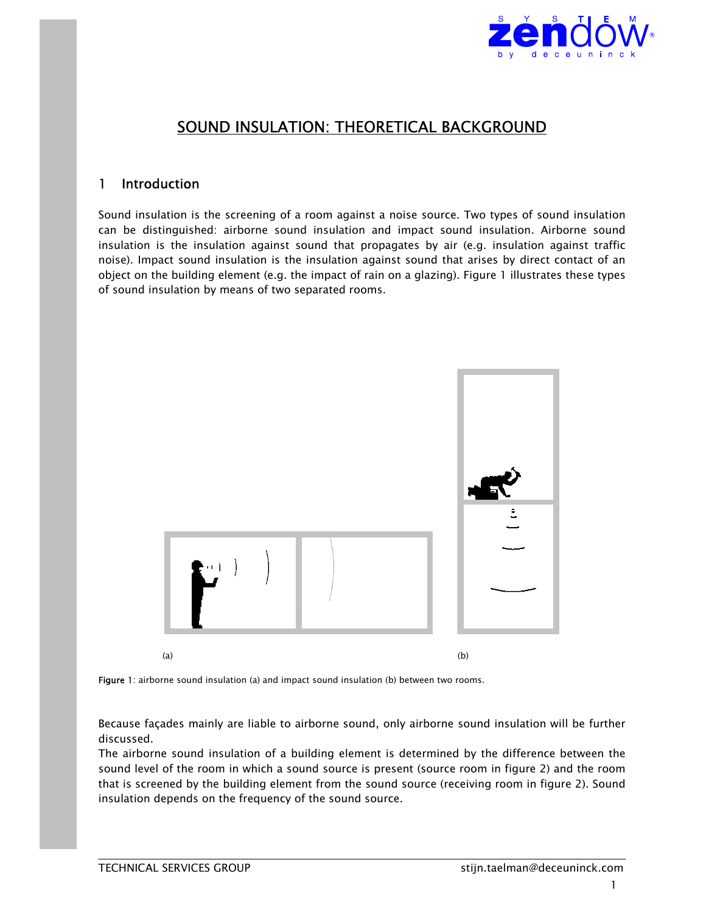# SOUND INSULATION: THEORETICAL BACKGROUND

## 1 Introduction

Sound insulation is the screening of a room against a noise source. Two types of sound insulation can be distinguished: airborne sound insulation and impact sound insulation. Airborne sound insulation is the insulation against sound that propagates by air (e.g. insulation against traffic noise). Impact sound insulation is the insulation against sound that arises by direct contact of an object on the building element (e.g. the impact of rain on a glazing). Figure 1 illustrates these types of sound insulation by means of two separated rooms.

(a) (b)

**Figure 1**: airborne sound insulation (a) and impact sound insulation (b) between two rooms.

Because façades mainly are liable to airborne sound, only airborne sound insulation will be further discussed.

The airborne sound insulation of a building element is determined by the difference between the sound level of the room in which a sound source is present (source room in figure 2) and the room that is screened by the building element from the sound source (receiving room in figure 2). Sound insulation depends on the frequency of the sound source.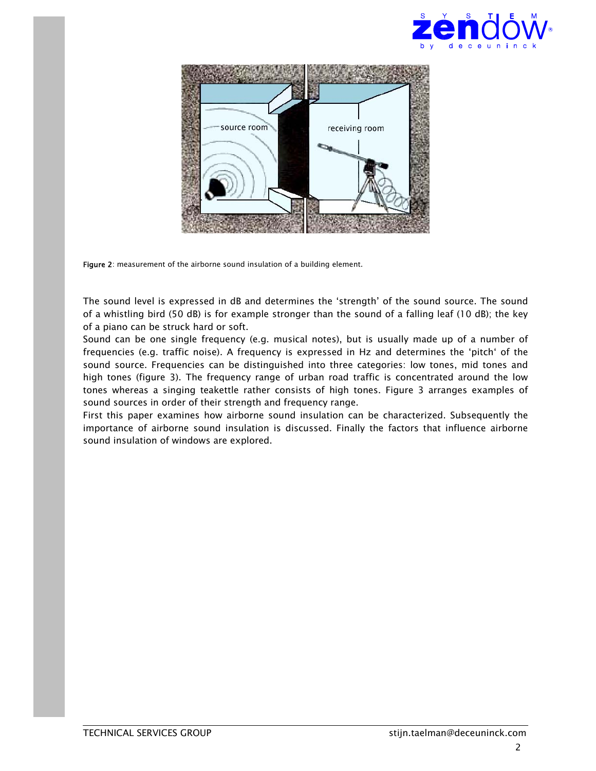Figure 2: measurement of the airborne sound insulation of a building element.

The sound level is expressed in dB and determines the 'strength' of the sound source. The sound of a whistling bird (50 dB) is for example stronger than the sound of a falling leaf (10 dB); the key of a piano can be struck hard or soft.

Sound can be one single frequency (e.g. musical notes), but is usually made up of a number of frequencies (e.g. traffic noise). A frequency is expressed in Hz and determines the 'pitch' of the sound source. Frequencies can be distinguished into three categories: low tones, mid tones and high tones (figure 3). The frequency range of urban road traffic is concentrated around the low tones whereas a singing teakettle rather consists of high tones. Figure 3 arranges examples of sound sources in order of their strength and frequency range.

First this paper examines how airborne sound insulation can be characterized. Subsequently the importance of airborne sound insulation is discussed. Finally the factors that influence airborne sound insulation of windows are explored.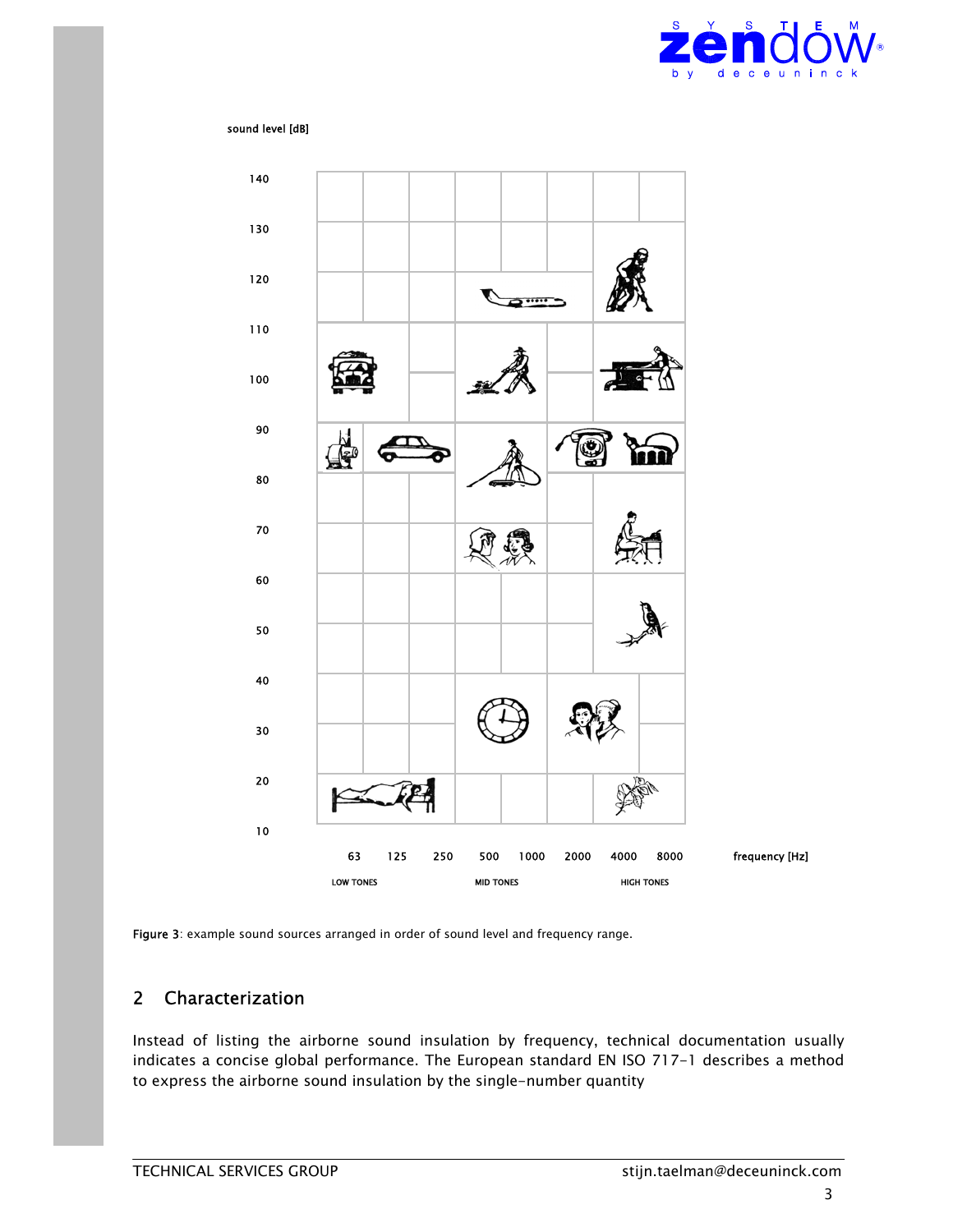sound level [dB]

140

130

120

110

100

90

80

70

60

50

40

30

20

10

63 125 250 500 1000 2000 4000 8000 frequency [Hz]

LOW TONES MID TONES HIGH TONES

**Figure 3**: example sound sources arranged in order of sound level and frequency range.

## 2 Characterization

Instead of listing the airborne sound insulation by frequency, technical documentation usually indicates a concise global performance. The European standard EN ISO 717-1 describes a method to express the airborne sound insulation by the single-number quantity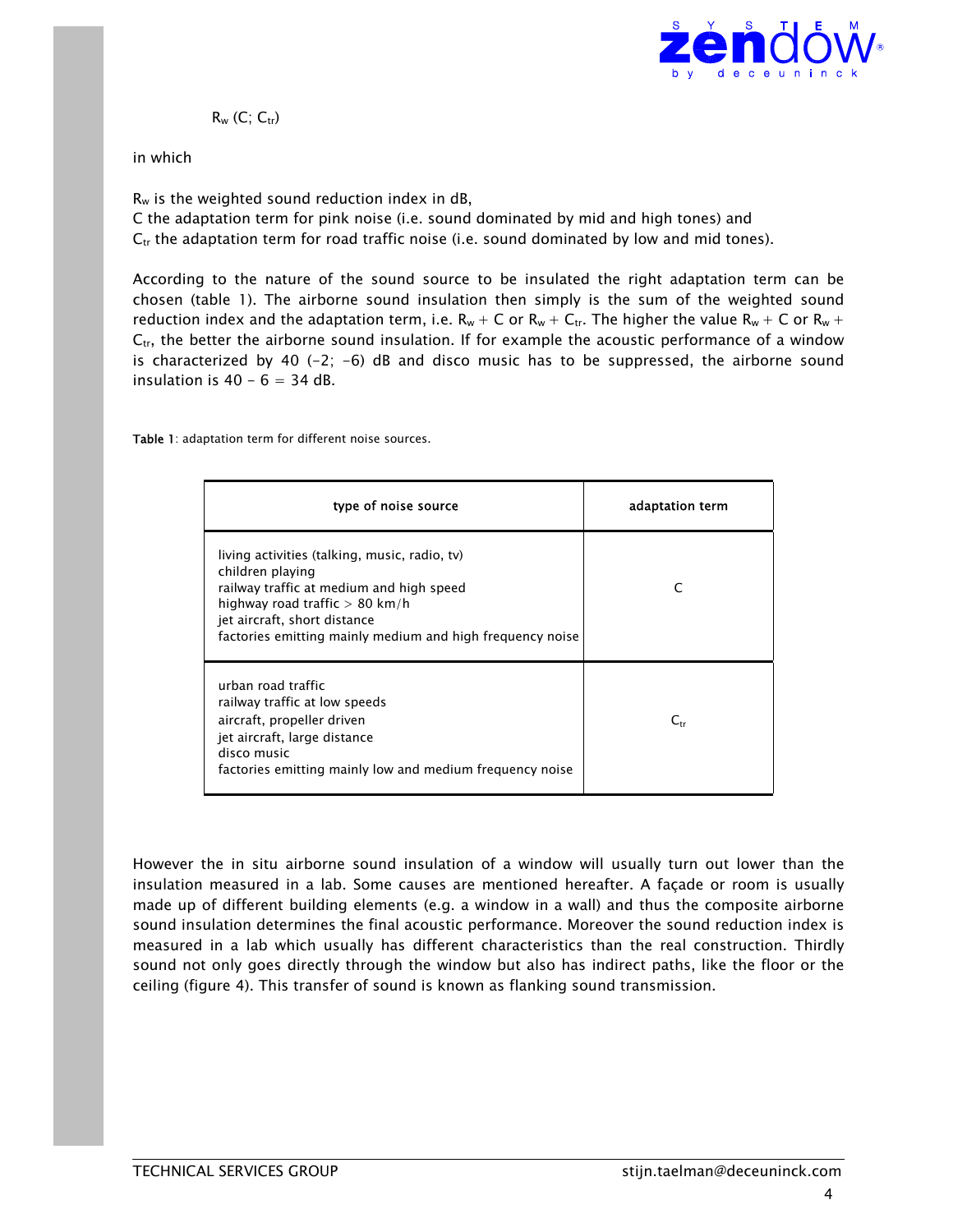$R_w$ (C; $C_{tr}$)

in which

$R_w$ is the weighted sound reduction index in dB,
C the adaptation term for pink noise (i.e. sound dominated by mid and high tones) and
$C_{tr}$ the adaptation term for road traffic noise (i.e. sound dominated by low and mid tones).

According to the nature of the sound source to be insulated the right adaptation term can be chosen (table 1). The airborne sound insulation then simply is the sum of the weighted sound reduction index and the adaptation term, i.e. $R_w$ + C or $R_w$ + $C_{tr}$. The higher the value $R_w$ + C or $R_w$ + $C_{tr}$, the better the airborne sound insulation. If for example the acoustic performance of a window is characterized by 40 (-2; -6) dB and disco music has to be suppressed, the airborne sound insulation is 40 – 6 = 34 dB.

**Table 1**: adaptation term for different noise sources.

| type of noise source | adaptation term |
|---|---|
| living activities (talking, music, radio, tv)<br>children playing<br>railway traffic at medium and high speed<br>highway road traffic > 80 km/h<br>jet aircraft, short distance<br>factories emitting mainly medium and high frequency noise | C |
| urban road traffic<br>railway traffic at low speeds<br>aircraft, propeller driven<br>jet aircraft, large distance<br>disco music<br>factories emitting mainly low and medium frequency noise | $C_{tr}$ |

However the in situ airborne sound insulation of a window will usually turn out lower than the insulation measured in a lab. Some causes are mentioned hereafter. A façade or room is usually made up of different building elements (e.g. a window in a wall) and thus the composite airborne sound insulation determines the final acoustic performance. Moreover the sound reduction index is measured in a lab which usually has different characteristics than the real construction. Thirdly sound not only goes directly through the window but also has indirect paths, like the floor or the ceiling (figure 4). This transfer of sound is known as flanking sound transmission.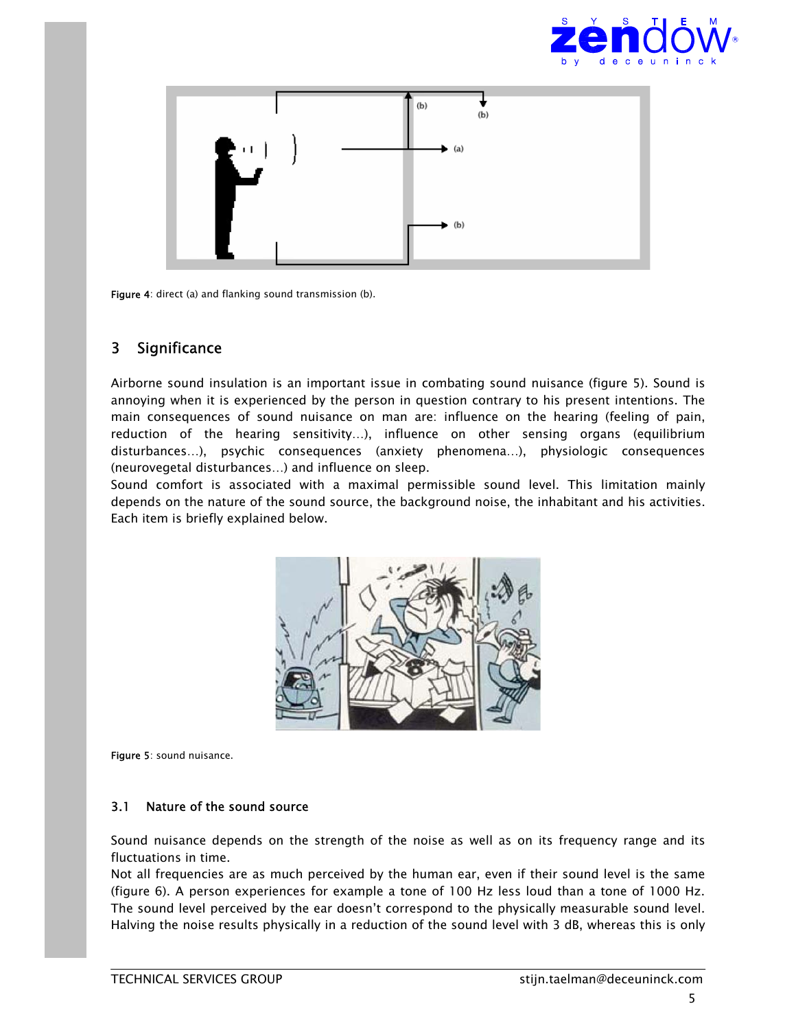Figure 4: direct (a) and flanking sound transmission (b).

## 3 Significance

Airborne sound insulation is an important issue in combating sound nuisance (figure 5). Sound is annoying when it is experienced by the person in question contrary to his present intentions. The main consequences of sound nuisance on man are: influence on the hearing (feeling of pain, reduction of the hearing sensitivity…), influence on other sensing organs (equilibrium disturbances…), psychic consequences (anxiety phenomena…), physiologic consequences (neurovegetal disturbances…) and influence on sleep.

Sound comfort is associated with a maximal permissible sound level. This limitation mainly depends on the nature of the sound source, the background noise, the inhabitant and his activities. Each item is briefly explained below.

Figure 5: sound nuisance.

### 3.1 Nature of the sound source

Sound nuisance depends on the strength of the noise as well as on its frequency range and its fluctuations in time.

Not all frequencies are as much perceived by the human ear, even if their sound level is the same (figure 6). A person experiences for example a tone of 100 Hz less loud than a tone of 1000 Hz. The sound level perceived by the ear doesn't correspond to the physically measurable sound level. Halving the noise results physically in a reduction of the sound level with 3 dB, whereas this is only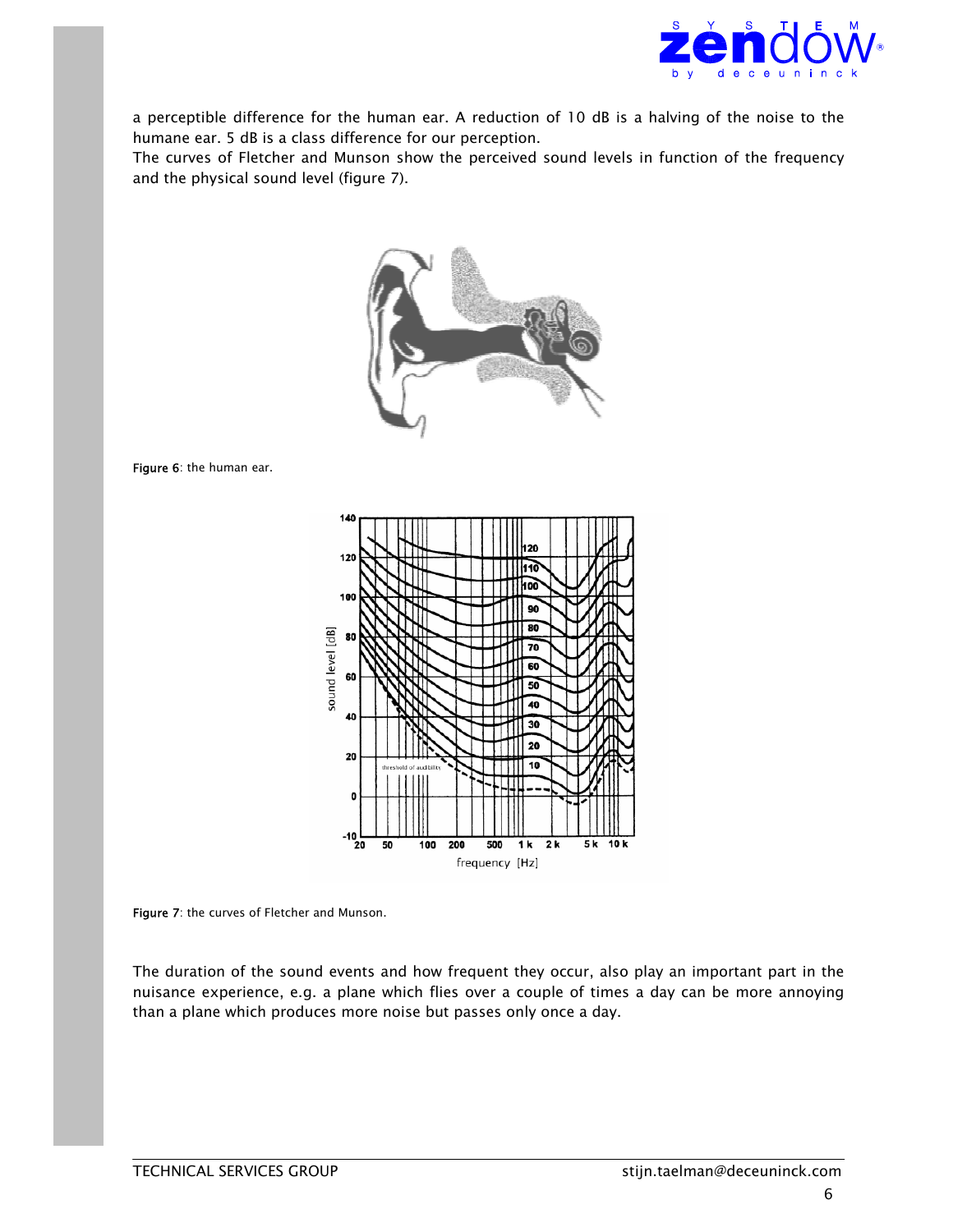a perceptible difference for the human ear. A reduction of 10 dB is a halving of the noise to the humane ear. 5 dB is a class difference for our perception.
The curves of Fletcher and Munson show the perceived sound levels in function of the frequency and the physical sound level (figure 7).

**Figure 6**: the human ear.

**Figure 7**: the curves of Fletcher and Munson.

The duration of the sound events and how frequent they occur, also play an important part in the nuisance experience, e.g. a plane which flies over a couple of times a day can be more annoying than a plane which produces more noise but passes only once a day.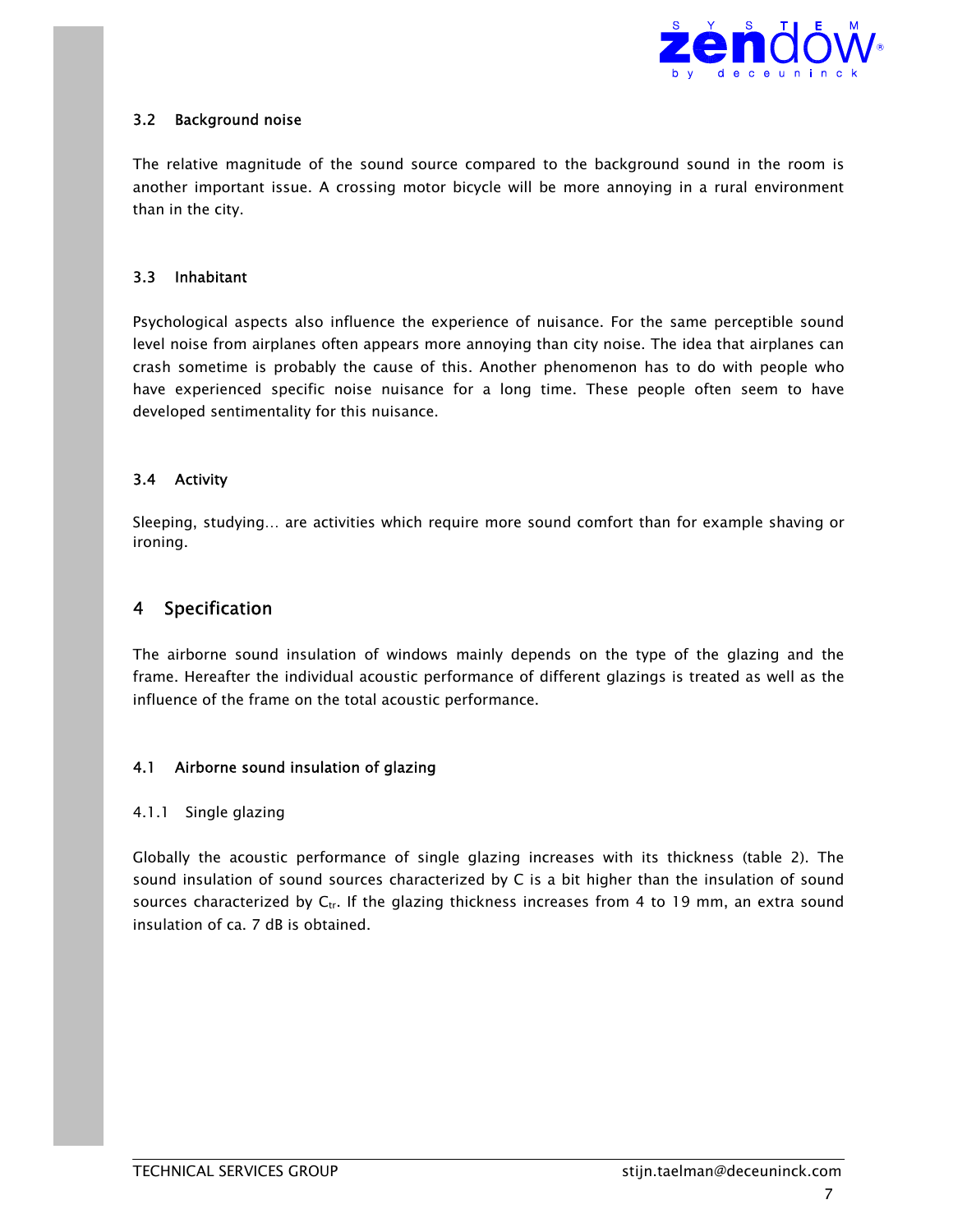### 3.2 Background noise

The relative magnitude of the sound source compared to the background sound in the room is another important issue. A crossing motor bicycle will be more annoying in a rural environment than in the city.

### 3.3 Inhabitant

Psychological aspects also influence the experience of nuisance. For the same perceptible sound level noise from airplanes often appears more annoying than city noise. The idea that airplanes can crash sometime is probably the cause of this. Another phenomenon has to do with people who have experienced specific noise nuisance for a long time. These people often seem to have developed sentimentality for this nuisance.

### 3.4 Activity

Sleeping, studying… are activities which require more sound comfort than for example shaving or ironing.

## 4 Specification

The airborne sound insulation of windows mainly depends on the type of the glazing and the frame. Hereafter the individual acoustic performance of different glazings is treated as well as the influence of the frame on the total acoustic performance.

### 4.1 Airborne sound insulation of glazing

#### 4.1.1 Single glazing

Globally the acoustic performance of single glazing increases with its thickness (table 2). The sound insulation of sound sources characterized by C is a bit higher than the insulation of sound sources characterized by $C_{tr}$. If the glazing thickness increases from 4 to 19 mm, an extra sound insulation of ca. 7 dB is obtained.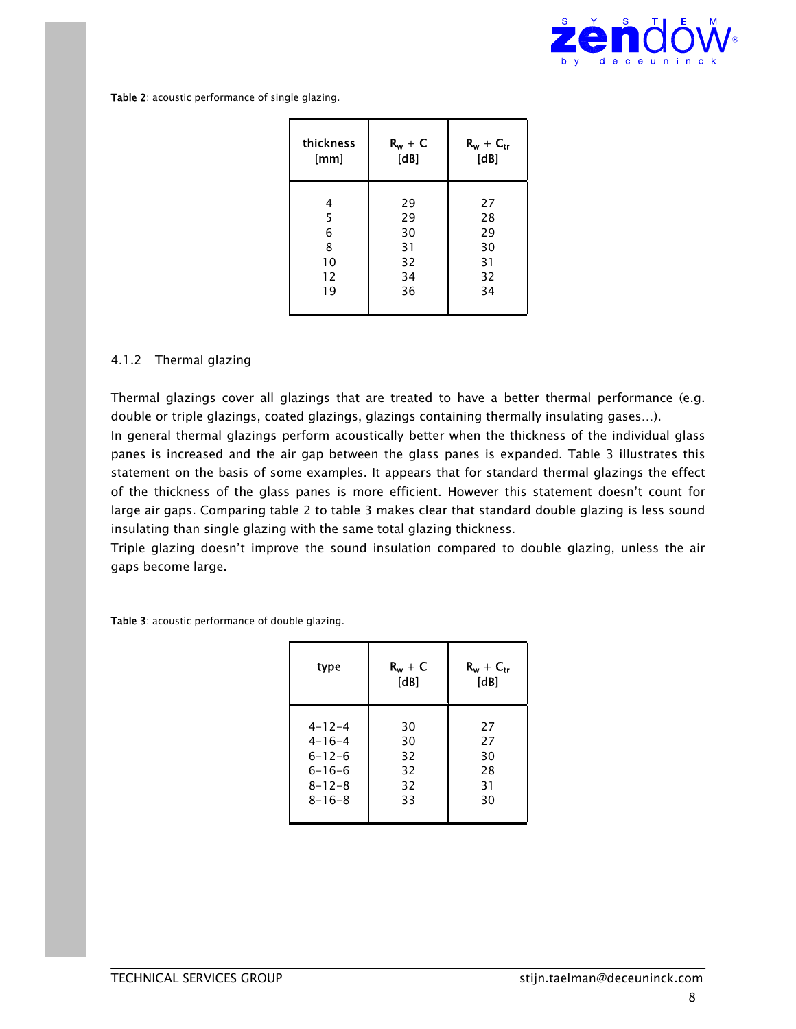**Table 2**: acoustic performance of single glazing.

| thickness [mm] | $R_w + C$ [dB] | $R_w + C_{tr}$ [dB] |
|---|---|---|
| 4 | 29 | 27 |
| 5 | 29 | 28 |
| 6 | 30 | 29 |
| 8 | 31 | 30 |
| 10 | 32 | 31 |
| 12 | 34 | 32 |
| 19 | 36 | 34 |

### 4.1.2 Thermal glazing

Thermal glazings cover all glazings that are treated to have a better thermal performance (e.g. double or triple glazings, coated glazings, glazings containing thermally insulating gases…).

In general thermal glazings perform acoustically better when the thickness of the individual glass panes is increased and the air gap between the glass panes is expanded. Table 3 illustrates this statement on the basis of some examples. It appears that for standard thermal glazings the effect of the thickness of the glass panes is more efficient. However this statement doesn't count for large air gaps. Comparing table 2 to table 3 makes clear that standard double glazing is less sound insulating than single glazing with the same total glazing thickness.

Triple glazing doesn't improve the sound insulation compared to double glazing, unless the air gaps become large.

**Table 3**: acoustic performance of double glazing.

| type | $R_w + C$ [dB] | $R_w + C_{tr}$ [dB] |
|---|---|---|
| 4–12–4 | 30 | 27 |
| 4–16–4 | 30 | 27 |
| 6–12–6 | 32 | 30 |
| 6–16–6 | 32 | 28 |
| 8–12–8 | 32 | 31 |
| 8–16–8 | 33 | 30 |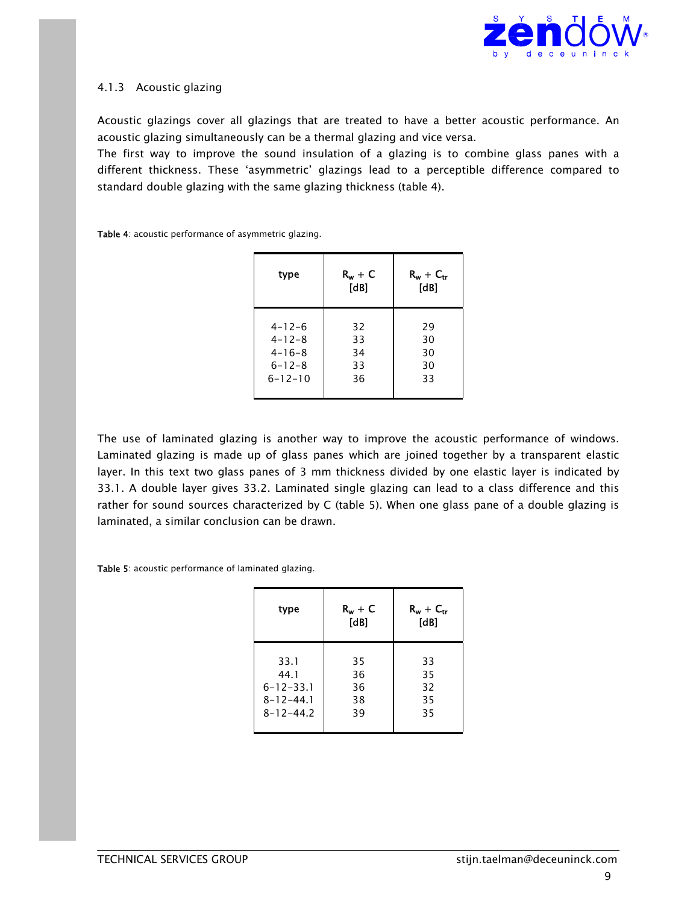### 4.1.3 Acoustic glazing

Acoustic glazings cover all glazings that are treated to have a better acoustic performance. An acoustic glazing simultaneously can be a thermal glazing and vice versa.
The first way to improve the sound insulation of a glazing is to combine glass panes with a different thickness. These 'asymmetric' glazings lead to a perceptible difference compared to standard double glazing with the same glazing thickness (table 4).

**Table 4**: acoustic performance of asymmetric glazing.

| type | $R_w + C$ [dB] | $R_w + C_{tr}$ [dB] |
|---|---|---|
| 4-12-6 | 32 | 29 |
| 4-12-8 | 33 | 30 |
| 4-16-8 | 34 | 30 |
| 6-12-8 | 33 | 30 |
| 6-12-10 | 36 | 33 |

The use of laminated glazing is another way to improve the acoustic performance of windows. Laminated glazing is made up of glass panes which are joined together by a transparent elastic layer. In this text two glass panes of 3 mm thickness divided by one elastic layer is indicated by 33.1. A double layer gives 33.2. Laminated single glazing can lead to a class difference and this rather for sound sources characterized by C (table 5). When one glass pane of a double glazing is laminated, a similar conclusion can be drawn.

**Table 5**: acoustic performance of laminated glazing.

| type | $R_w + C$ [dB] | $R_w + C_{tr}$ [dB] |
|---|---|---|
| 33.1 | 35 | 33 |
| 44.1 | 36 | 35 |
| 6-12-33.1 | 36 | 32 |
| 8-12-44.1 | 38 | 35 |
| 8-12-44.2 | 39 | 35 |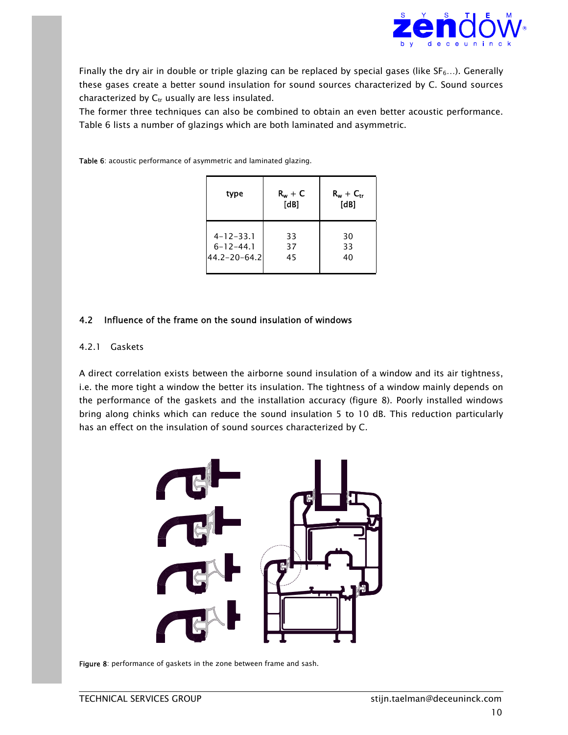Finally the dry air in double or triple glazing can be replaced by special gases (like $SF_6$…). Generally these gases create a better sound insulation for sound sources characterized by C. Sound sources characterized by $C_{tr}$ usually are less insulated.

The former three techniques can also be combined to obtain an even better acoustic performance. Table 6 lists a number of glazings which are both laminated and asymmetric.

**Table 6**: acoustic performance of asymmetric and laminated glazing.

| type | $R_w + C$ [dB] | $R_w + C_{tr}$ [dB] |
|---|---|---|
| 4-12-33.1 | 33 | 30 |
| 6-12-44.1 | 37 | 33 |
| 44.2-20-64.2 | 45 | 40 |

## 4.2 Influence of the frame on the sound insulation of windows

### 4.2.1 Gaskets

A direct correlation exists between the airborne sound insulation of a window and its air tightness, i.e. the more tight a window the better its insulation. The tightness of a window mainly depends on the performance of the gaskets and the installation accuracy (figure 8). Poorly installed windows bring along chinks which can reduce the sound insulation 5 to 10 dB. This reduction particularly has an effect on the insulation of sound sources characterized by C.

**Figure 8**: performance of gaskets in the zone between frame and sash.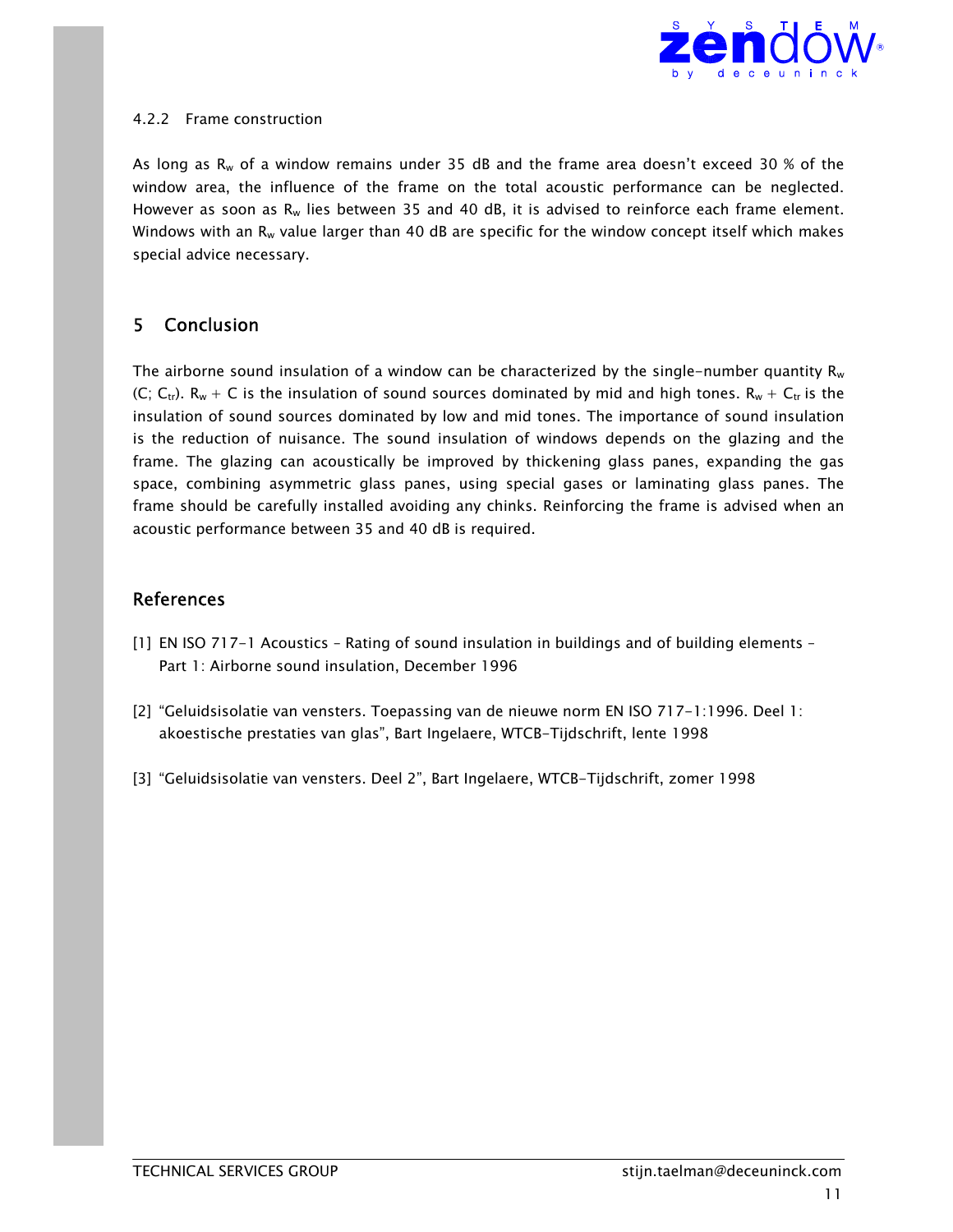### 4.2.2 Frame construction

As long as $R_w$ of a window remains under 35 dB and the frame area doesn't exceed 30 % of the window area, the influence of the frame on the total acoustic performance can be neglected. However as soon as $R_w$ lies between 35 and 40 dB, it is advised to reinforce each frame element. Windows with an $R_w$ value larger than 40 dB are specific for the window concept itself which makes special advice necessary.

## 5 Conclusion

The airborne sound insulation of a window can be characterized by the single-number quantity $R_w$ (C; $C_{tr}$). $R_w$ + C is the insulation of sound sources dominated by mid and high tones. $R_w + C_{tr}$ is the insulation of sound sources dominated by low and mid tones. The importance of sound insulation is the reduction of nuisance. The sound insulation of windows depends on the glazing and the frame. The glazing can acoustically be improved by thickening glass panes, expanding the gas space, combining asymmetric glass panes, using special gases or laminating glass panes. The frame should be carefully installed avoiding any chinks. Reinforcing the frame is advised when an acoustic performance between 35 and 40 dB is required.

## References

[1] EN ISO 717-1 Acoustics – Rating of sound insulation in buildings and of building elements – Part 1: Airborne sound insulation, December 1996

[2] "Geluidsisolatie van vensters. Toepassing van de nieuwe norm EN ISO 717-1:1996. Deel 1: akoestische prestaties van glas", Bart Ingelaere, WTCB-Tijdschrift, lente 1998

[3] "Geluidsisolatie van vensters. Deel 2", Bart Ingelaere, WTCB-Tijdschrift, zomer 1998